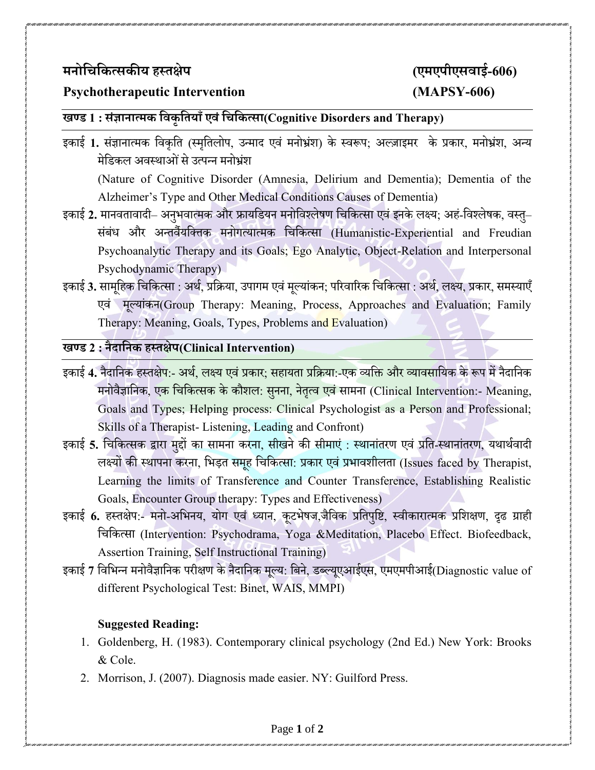# मनोचिकित्सकीय हस्तक्षेप (एमएपीएसवाई-606)

# Psychotherapeutic Intervention (MAPSY-606)

## खण्ड 1 : संज्ञानात्मक विकृतियाँ एवं चिकित्सा(Cognitive Disorders and Therapy)

इकाई **1.** संज्ञानात्मक विकृति (स्मृतिलोप, उन्माद एवं मनोभ्रंश) के स्वरूप; अल्ज़ाइमर के प्रकार, मनोभ्रंश, अन्य मेडिकल अवस्थाओं से उत्पन्न मनोभ्रंश

(Nature of Cognitive Disorder (Amnesia, Delirium and Dementia); Dementia of the Alzheimer's Type and Other Medical Conditions Causes of Dementia)

इकाई **2.** मानवतावादी– अनुभवात्मक और फ्रायडियन मनोविश्लेषण चिकित्सा एवं इनके लक्ष्य; अहं-विश्लेषक, वस्तु–संबंध और अन्तर्वैयक्तिक मनोगत्यात्मक चिकित्सा (Humanistic-Experiential and Freudian Psychoanalytic Therapy and its Goals; Ego Analytic, Object-Relation and Interpersonal Psychodynamic Therapy)

इकाई **3.** सामूहिक चिकित्सा : अर्थ, प्रक्रिया, उपागम एवं मूल्यांकन; परिवारिक चिकित्सा : अर्थ, लक्ष्य, प्रकार, समस्याएँ एवं मूल्यांकन(Group Therapy: Meaning, Process, Approaches and Evaluation; Family Therapy: Meaning, Goals, Types, Problems and Evaluation)

## खण्ड 2 : नैदानिक हस्तक्षेप(Clinical Intervention)

इकाई **4.** नैदानिक हस्तक्षेप:- अर्थ, लक्ष्य एवं प्रकार; सहायता प्रक्रिया:-एक व्यक्ति और व्यावसायिक के रूप में नैदानिक मनोवैज्ञानिक, एक चिकित्सक के कौशल: सुनना, नेतृत्व एवं सामना (Clinical Intervention:- Meaning, Goals and Types; Helping process: Clinical Psychologist as a Person and Professional; Skills of a Therapist- Listening, Leading and Confront)

इकाई **5.** चिकित्सक द्वारा मुद्दों का सामना करना, सीखने की सीमाएं : स्थानांतरण एवं प्रति-स्थानांतरण, यथार्थवादी लक्ष्यों की स्थापना करना, भिड़त समूह चिकित्सा: प्रकार एवं प्रभावशीलता (Issues faced by Therapist, Learning the limits of Transference and Counter Transference, Establishing Realistic Goals, Encounter Group therapy: Types and Effectiveness)

इकाई **6.** हस्तक्षेप:- मनो-अभिनय, योग एवं ध्यान, कूटभेषज,जैविक प्रतिपुष्टि, स्वीकारात्मक प्रशिक्षण, दृढ ग्राही चिकित्सा (Intervention: Psychodrama, Yoga &Meditation, Placebo Effect. Biofeedback, Assertion Training, Self Instructional Training)

इकाई **7** विभिन्न मनोवैज्ञानिक परीक्षण के नैदानिक मूल्य: बिने, डब्ल्यूएआईएस, एमएमपीआई(Diagnostic value of different Psychological Test: Binet, WAIS, MMPI)

**Suggested Reading:**

1. Goldenberg, H. (1983). Contemporary clinical psychology (2nd Ed.) New York: Brooks & Cole.
2. Morrison, J. (2007). Diagnosis made easier. NY: Guilford Press.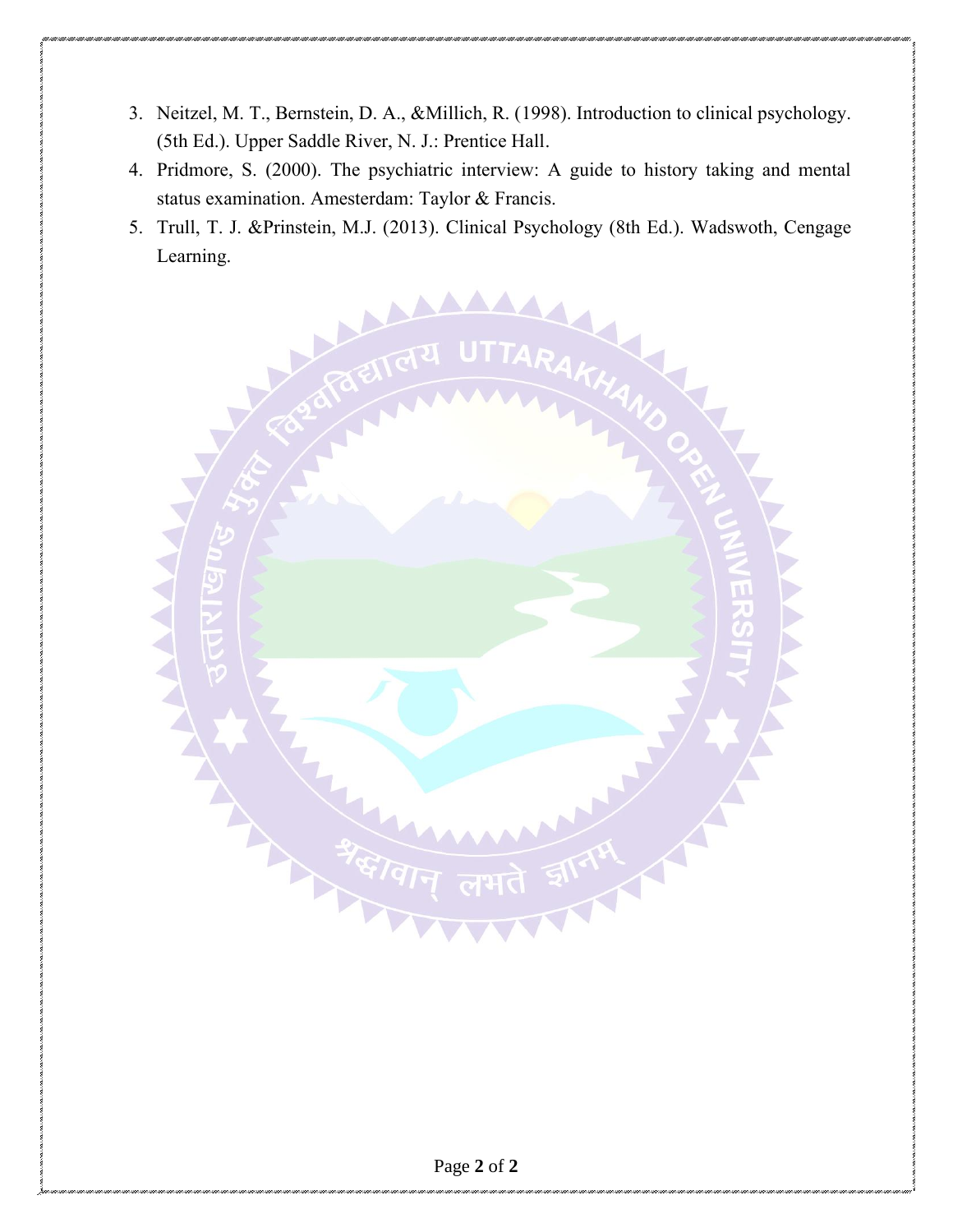3. Neitzel, M. T., Bernstein, D. A., &Millich, R. (1998). Introduction to clinical psychology. (5th Ed.). Upper Saddle River, N. J.: Prentice Hall.
4. Pridmore, S. (2000). The psychiatric interview: A guide to history taking and mental status examination. Amesterdam: Taylor & Francis.
5. Trull, T. J. &Prinstein, M.J. (2013). Clinical Psychology (8th Ed.). Wadswoth, Cengage Learning.